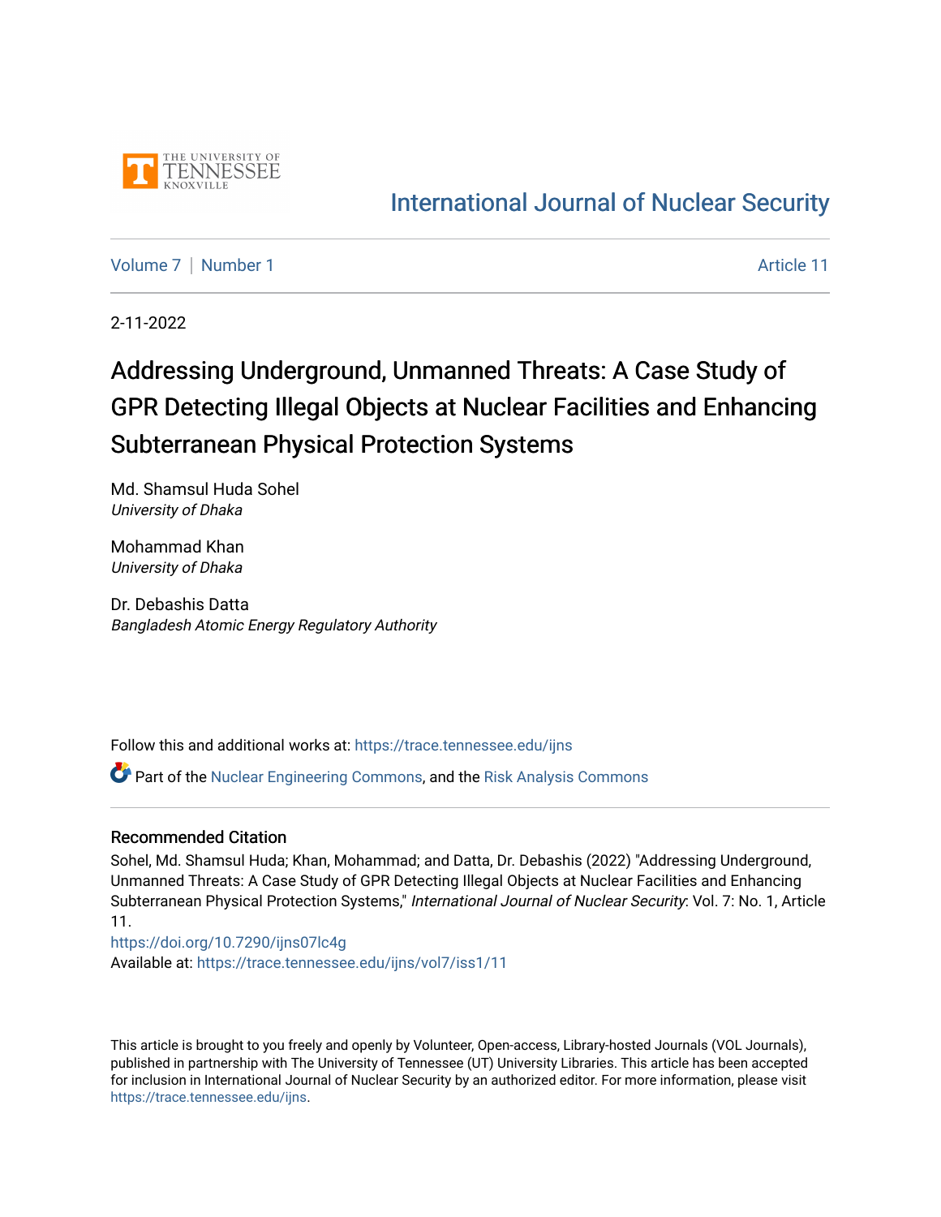International Journal of Nuclear Security

Volume 7 | Number 1 | Article 11

2-11-2022

# Addressing Underground, Unmanned Threats: A Case Study of GPR Detecting Illegal Objects at Nuclear Facilities and Enhancing Subterranean Physical Protection Systems

Md. Shamsul Huda Sohel
*University of Dhaka*

Mohammad Khan
*University of Dhaka*

Dr. Debashis Datta
*Bangladesh Atomic Energy Regulatory Authority*

Follow this and additional works at: https://trace.tennessee.edu/ijns

Part of the Nuclear Engineering Commons, and the Risk Analysis Commons

### Recommended Citation

Sohel, Md. Shamsul Huda; Khan, Mohammad; and Datta, Dr. Debashis (2022) "Addressing Underground, Unmanned Threats: A Case Study of GPR Detecting Illegal Objects at Nuclear Facilities and Enhancing Subterranean Physical Protection Systems," *International Journal of Nuclear Security*: Vol. 7: No. 1, Article 11.
https://doi.org/10.7290/ijns07lc4g
Available at: https://trace.tennessee.edu/ijns/vol7/iss1/11

This article is brought to you freely and openly by Volunteer, Open-access, Library-hosted Journals (VOL Journals), published in partnership with The University of Tennessee (UT) University Libraries. This article has been accepted for inclusion in International Journal of Nuclear Security by an authorized editor. For more information, please visit https://trace.tennessee.edu/ijns.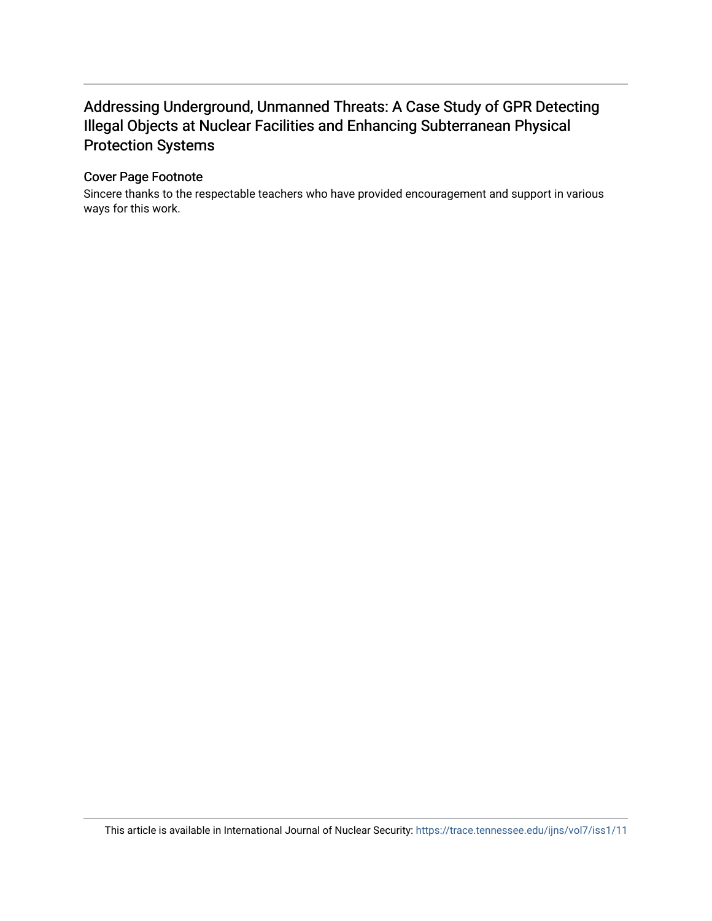## Addressing Underground, Unmanned Threats: A Case Study of GPR Detecting Illegal Objects at Nuclear Facilities and Enhancing Subterranean Physical Protection Systems

### Cover Page Footnote

Sincere thanks to the respectable teachers who have provided encouragement and support in various ways for this work.

This article is available in International Journal of Nuclear Security: https://trace.tennessee.edu/ijns/vol7/iss1/11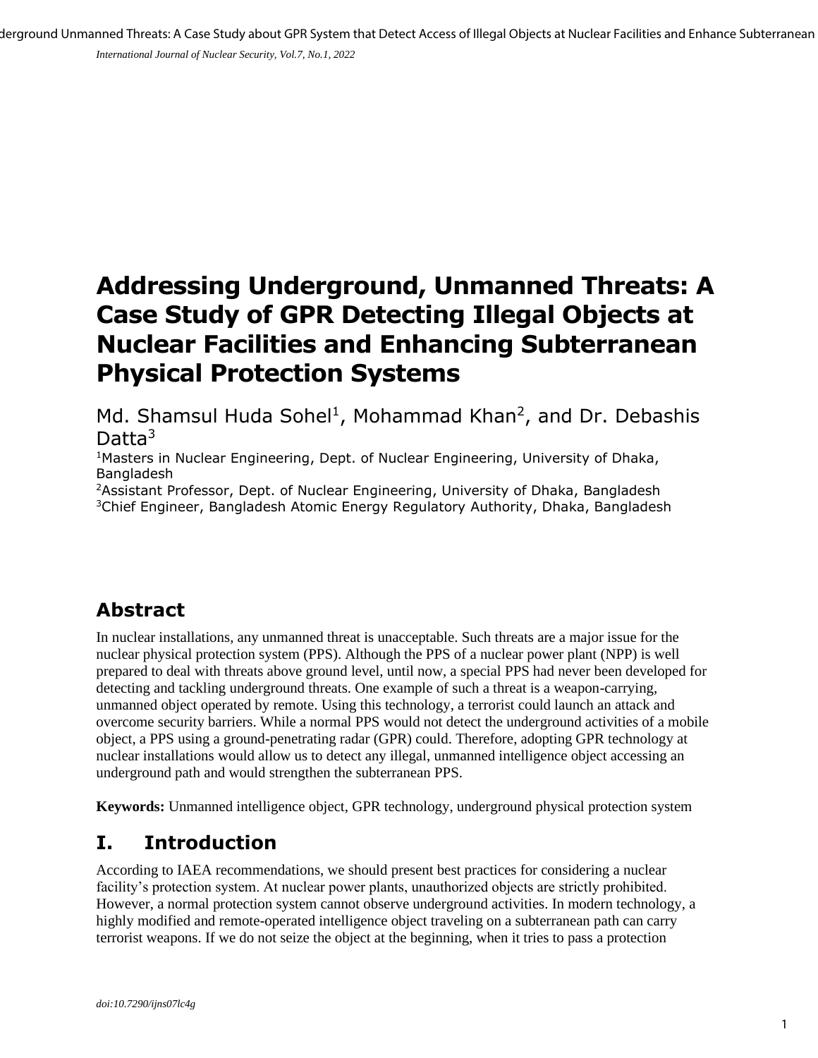# Addressing Underground, Unmanned Threats: A Case Study of GPR Detecting Illegal Objects at Nuclear Facilities and Enhancing Subterranean Physical Protection Systems

Md. Shamsul Huda Sohel[1], Mohammad Khan[2], and Dr. Debashis Datta[3]

[1]Masters in Nuclear Engineering, Dept. of Nuclear Engineering, University of Dhaka, Bangladesh

[2]Assistant Professor, Dept. of Nuclear Engineering, University of Dhaka, Bangladesh

[3]Chief Engineer, Bangladesh Atomic Energy Regulatory Authority, Dhaka, Bangladesh

## Abstract

In nuclear installations, any unmanned threat is unacceptable. Such threats are a major issue for the nuclear physical protection system (PPS). Although the PPS of a nuclear power plant (NPP) is well prepared to deal with threats above ground level, until now, a special PPS had never been developed for detecting and tackling underground threats. One example of such a threat is a weapon-carrying, unmanned object operated by remote. Using this technology, a terrorist could launch an attack and overcome security barriers. While a normal PPS would not detect the underground activities of a mobile object, a PPS using a ground-penetrating radar (GPR) could. Therefore, adopting GPR technology at nuclear installations would allow us to detect any illegal, unmanned intelligence object accessing an underground path and would strengthen the subterranean PPS.

**Keywords:** Unmanned intelligence object, GPR technology, underground physical protection system

## I. Introduction

According to IAEA recommendations, we should present best practices for considering a nuclear facility's protection system. At nuclear power plants, unauthorized objects are strictly prohibited. However, a normal protection system cannot observe underground activities. In modern technology, a highly modified and remote-operated intelligence object traveling on a subterranean path can carry terrorist weapons. If we do not seize the object at the beginning, when it tries to pass a protection

*doi:10.7290/ijns07lc4g*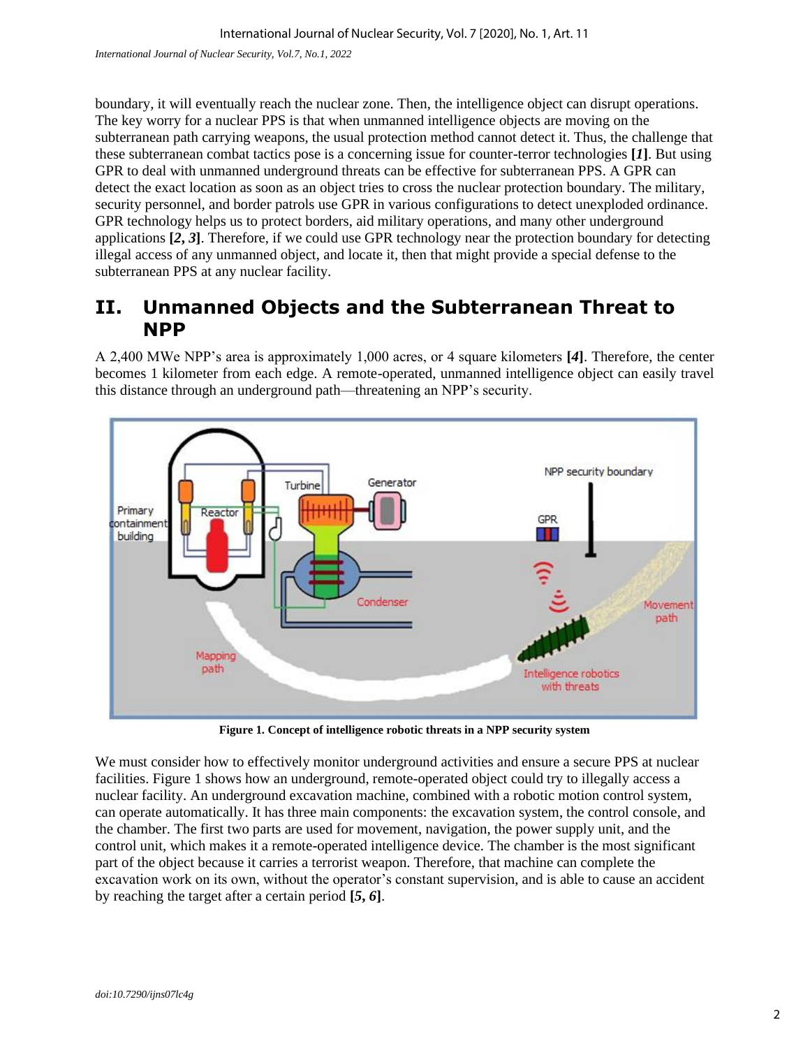boundary, it will eventually reach the nuclear zone. Then, the intelligence object can disrupt operations. The key worry for a nuclear PPS is that when unmanned intelligence objects are moving on the subterranean path carrying weapons, the usual protection method cannot detect it. Thus, the challenge that these subterranean combat tactics pose is a concerning issue for counter-terror technologies **[*1*]**. But using GPR to deal with unmanned underground threats can be effective for subterranean PPS. A GPR can detect the exact location as soon as an object tries to cross the nuclear protection boundary. The military, security personnel, and border patrols use GPR in various configurations to detect unexploded ordinance. GPR technology helps us to protect borders, aid military operations, and many other underground applications **[*2, 3*]**. Therefore, if we could use GPR technology near the protection boundary for detecting illegal access of any unmanned object, and locate it, then that might provide a special defense to the subterranean PPS at any nuclear facility.

## II. Unmanned Objects and the Subterranean Threat to NPP

A 2,400 MWe NPP's area is approximately 1,000 acres, or 4 square kilometers **[*4*]**. Therefore, the center becomes 1 kilometer from each edge. A remote-operated, unmanned intelligence object can easily travel this distance through an underground path—threatening an NPP's security.

**Figure 1. Concept of intelligence robotic threats in a NPP security system**

We must consider how to effectively monitor underground activities and ensure a secure PPS at nuclear facilities. Figure 1 shows how an underground, remote-operated object could try to illegally access a nuclear facility. An underground excavation machine, combined with a robotic motion control system, can operate automatically. It has three main components: the excavation system, the control console, and the chamber. The first two parts are used for movement, navigation, the power supply unit, and the control unit, which makes it a remote-operated intelligence device. The chamber is the most significant part of the object because it carries a terrorist weapon. Therefore, that machine can complete the excavation work on its own, without the operator's constant supervision, and is able to cause an accident by reaching the target after a certain period **[*5, 6*]**.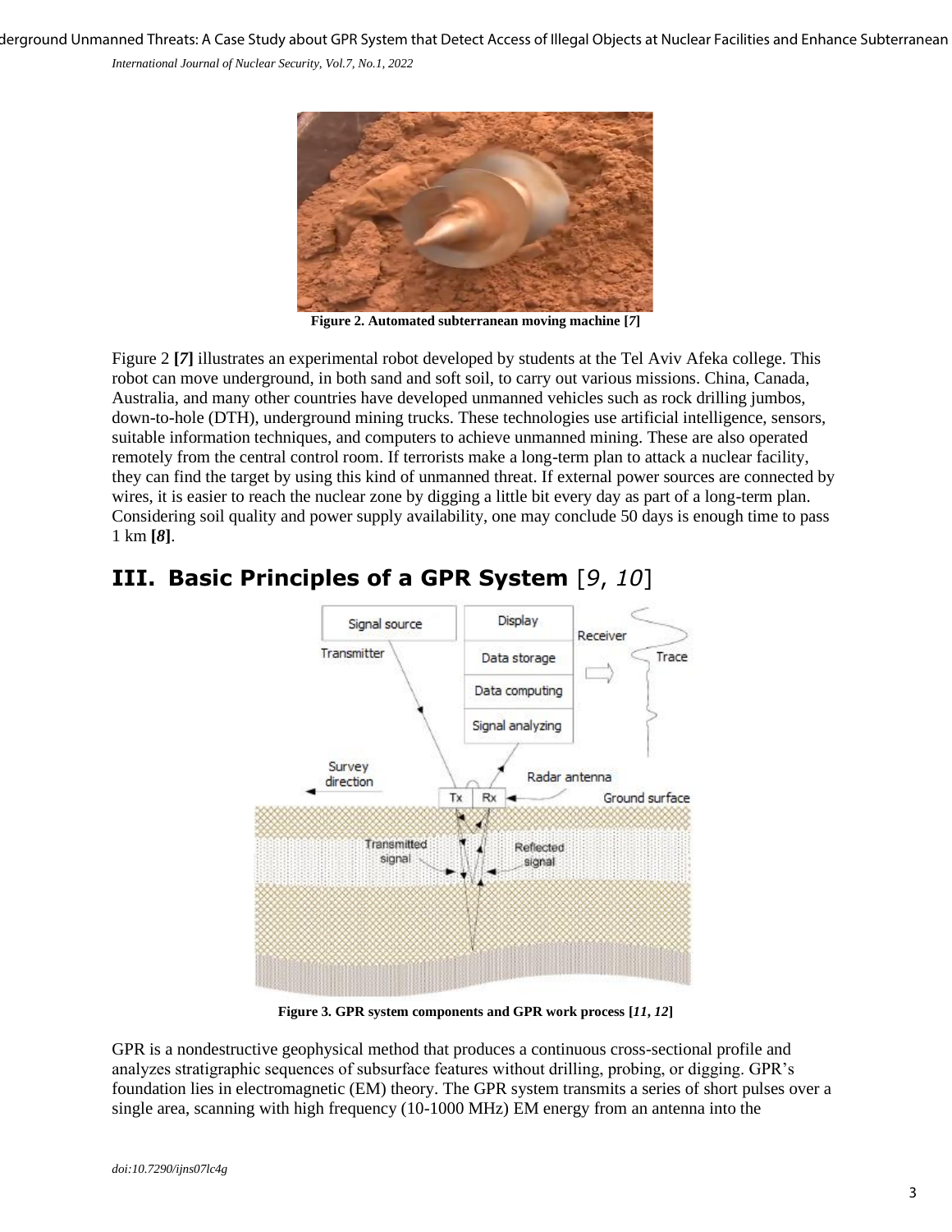Figure 2. Automated subterranean moving machine [7]

Figure 2 [7] illustrates an experimental robot developed by students at the Tel Aviv Afeka college. This robot can move underground, in both sand and soft soil, to carry out various missions. China, Canada, Australia, and many other countries have developed unmanned vehicles such as rock drilling jumbos, down-to-hole (DTH), underground mining trucks. These technologies use artificial intelligence, sensors, suitable information techniques, and computers to achieve unmanned mining. These are also operated remotely from the central control room. If terrorists make a long-term plan to attack a nuclear facility, they can find the target by using this kind of unmanned threat. If external power sources are connected by wires, it is easier to reach the nuclear zone by digging a little bit every day as part of a long-term plan. Considering soil quality and power supply availability, one may conclude 50 days is enough time to pass 1 km [8].

## III. Basic Principles of a GPR System [9, 10]

Figure 3. GPR system components and GPR work process [11, 12]

GPR is a nondestructive geophysical method that produces a continuous cross-sectional profile and analyzes stratigraphic sequences of subsurface features without drilling, probing, or digging. GPR's foundation lies in electromagnetic (EM) theory. The GPR system transmits a series of short pulses over a single area, scanning with high frequency (10-1000 MHz) EM energy from an antenna into the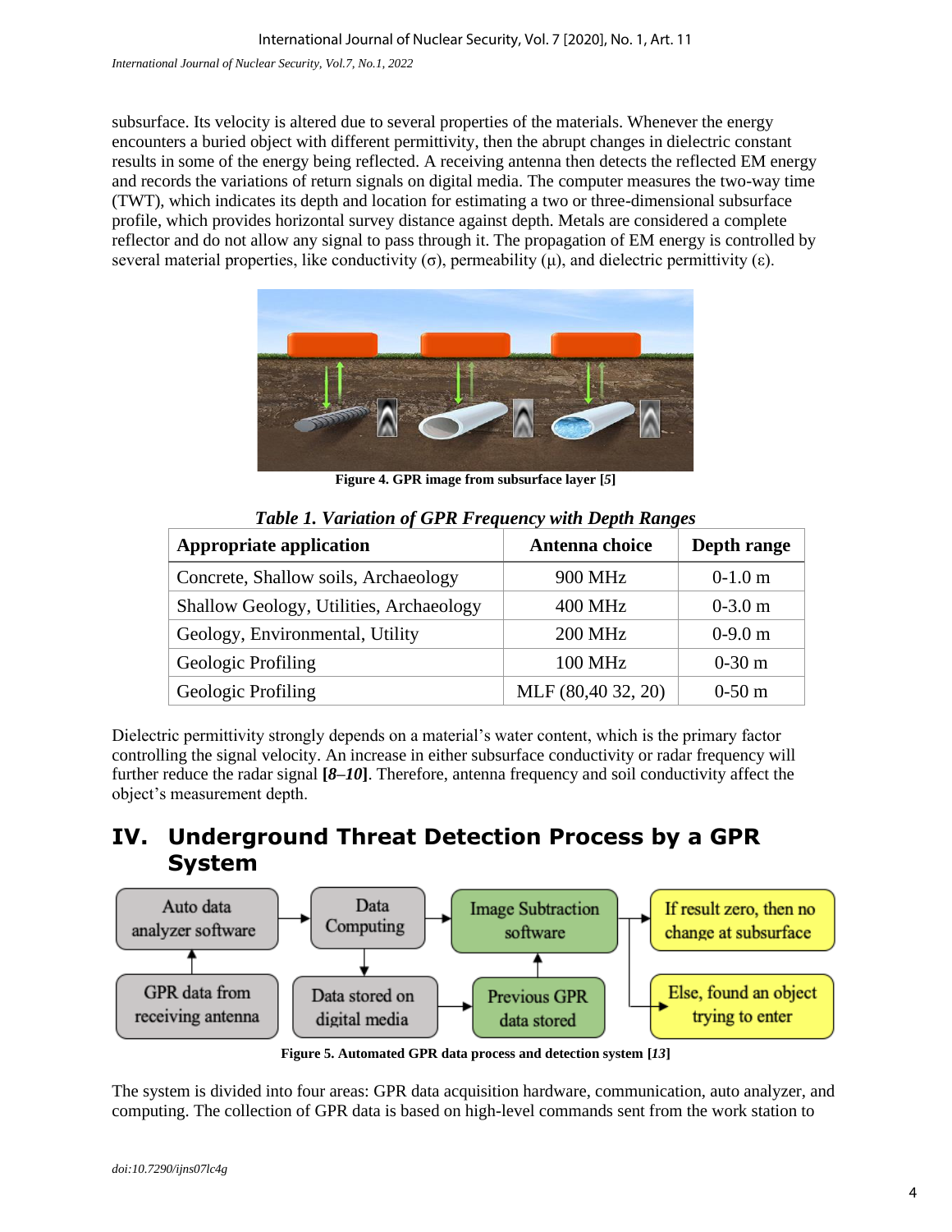subsurface. Its velocity is altered due to several properties of the materials. Whenever the energy encounters a buried object with different permittivity, then the abrupt changes in dielectric constant results in some of the energy being reflected. A receiving antenna then detects the reflected EM energy and records the variations of return signals on digital media. The computer measures the two-way time (TWT), which indicates its depth and location for estimating a two or three-dimensional subsurface profile, which provides horizontal survey distance against depth. Metals are considered a complete reflector and do not allow any signal to pass through it. The propagation of EM energy is controlled by several material properties, like conductivity ($\sigma$), permeability ($\mu$), and dielectric permittivity ($\varepsilon$).

**Figure 4. GPR image from subsurface layer [*5*]**

***Table 1. Variation of GPR Frequency with Depth Ranges***

| Appropriate application | Antenna choice | Depth range |
|---|---|---|
| Concrete, Shallow soils, Archaeology | 900 MHz | 0-1.0 m |
| Shallow Geology, Utilities, Archaeology | 400 MHz | 0-3.0 m |
| Geology, Environmental, Utility | 200 MHz | 0-9.0 m |
| Geologic Profiling | 100 MHz | 0-30 m |
| Geologic Profiling | MLF (80,40 32, 20) | 0-50 m |

Dielectric permittivity strongly depends on a material's water content, which is the primary factor controlling the signal velocity. An increase in either subsurface conductivity or radar frequency will further reduce the radar signal **[*8–10*]**. Therefore, antenna frequency and soil conductivity affect the object's measurement depth.

# IV. Underground Threat Detection Process by a GPR System

**Figure 5. Automated GPR data process and detection system [*13*]**

The system is divided into four areas: GPR data acquisition hardware, communication, auto analyzer, and computing. The collection of GPR data is based on high-level commands sent from the work station to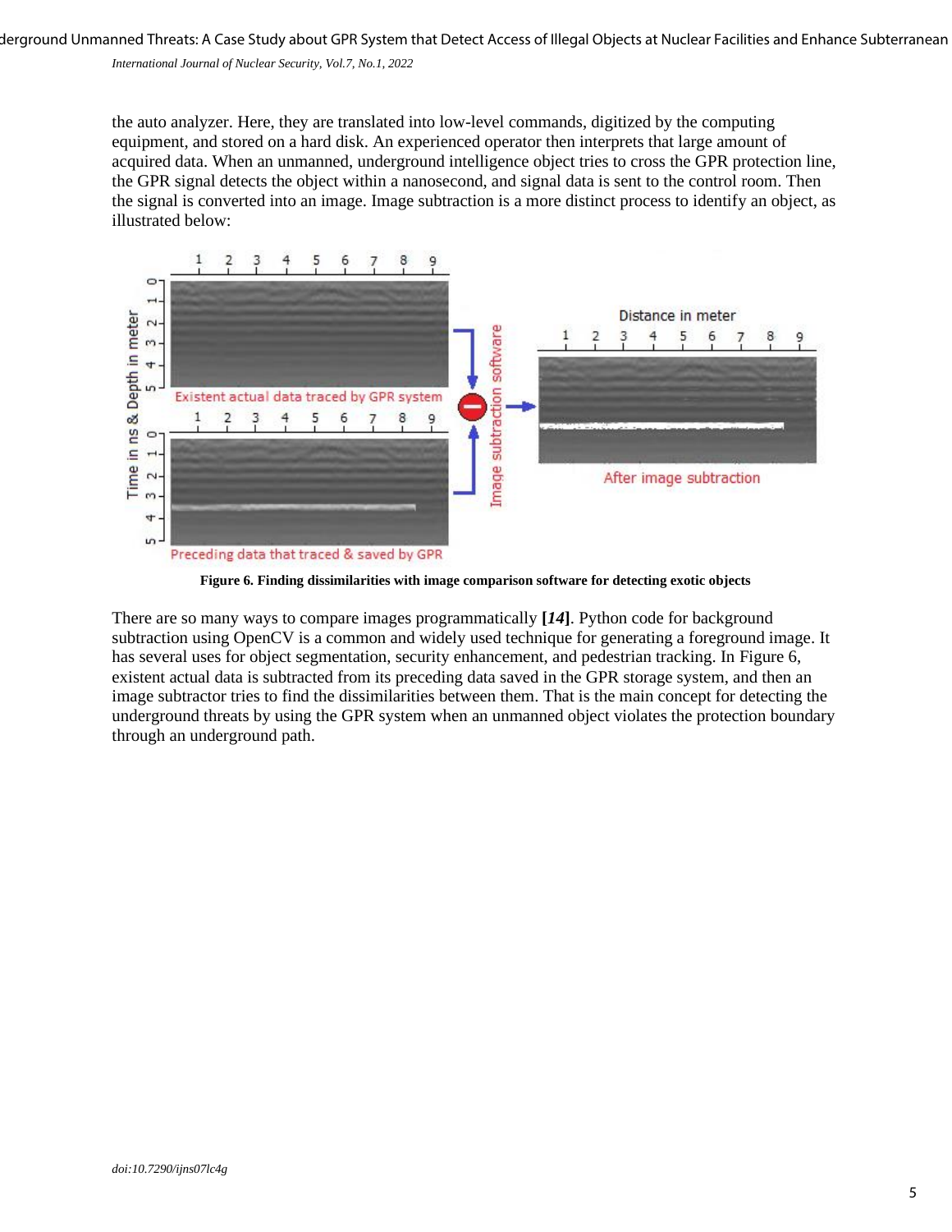the auto analyzer. Here, they are translated into low-level commands, digitized by the computing equipment, and stored on a hard disk. An experienced operator then interprets that large amount of acquired data. When an unmanned, underground intelligence object tries to cross the GPR protection line, the GPR signal detects the object within a nanosecond, and signal data is sent to the control room. Then the signal is converted into an image. Image subtraction is a more distinct process to identify an object, as illustrated below:

**Figure 6. Finding dissimilarities with image comparison software for detecting exotic objects**

There are so many ways to compare images programmatically **[*14*]**. Python code for background subtraction using OpenCV is a common and widely used technique for generating a foreground image. It has several uses for object segmentation, security enhancement, and pedestrian tracking. In Figure 6, existent actual data is subtracted from its preceding data saved in the GPR storage system, and then an image subtractor tries to find the dissimilarities between them. That is the main concept for detecting the underground threats by using the GPR system when an unmanned object violates the protection boundary through an underground path.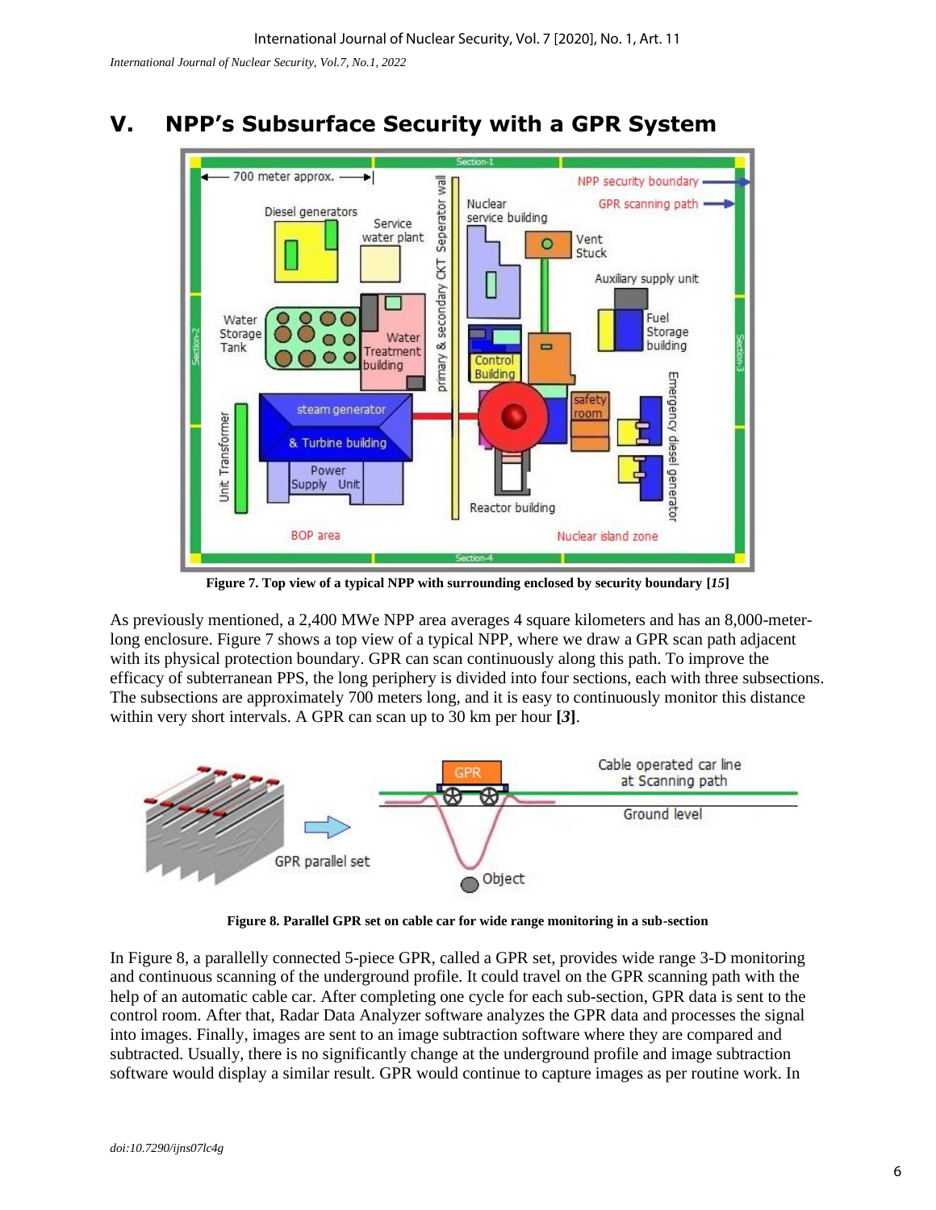# V. NPP's Subsurface Security with a GPR System

**Figure 7. Top view of a typical NPP with surrounding enclosed by security boundary [*15*]**

As previously mentioned, a 2,400 MWe NPP area averages 4 square kilometers and has an 8,000-meter-long enclosure. Figure 7 shows a top view of a typical NPP, where we draw a GPR scan path adjacent with its physical protection boundary. GPR can scan continuously along this path. To improve the efficacy of subterranean PPS, the long periphery is divided into four sections, each with three subsections. The subsections are approximately 700 meters long, and it is easy to continuously monitor this distance within very short intervals. A GPR can scan up to 30 km per hour **[*3*]**.

**Figure 8. Parallel GPR set on cable car for wide range monitoring in a sub-section**

In Figure 8, a parallelly connected 5-piece GPR, called a GPR set, provides wide range 3-D monitoring and continuous scanning of the underground profile. It could travel on the GPR scanning path with the help of an automatic cable car. After completing one cycle for each sub-section, GPR data is sent to the control room. After that, Radar Data Analyzer software analyzes the GPR data and processes the signal into images. Finally, images are sent to an image subtraction software where they are compared and subtracted. Usually, there is no significantly change at the underground profile and image subtraction software would display a similar result. GPR would continue to capture images as per routine work. In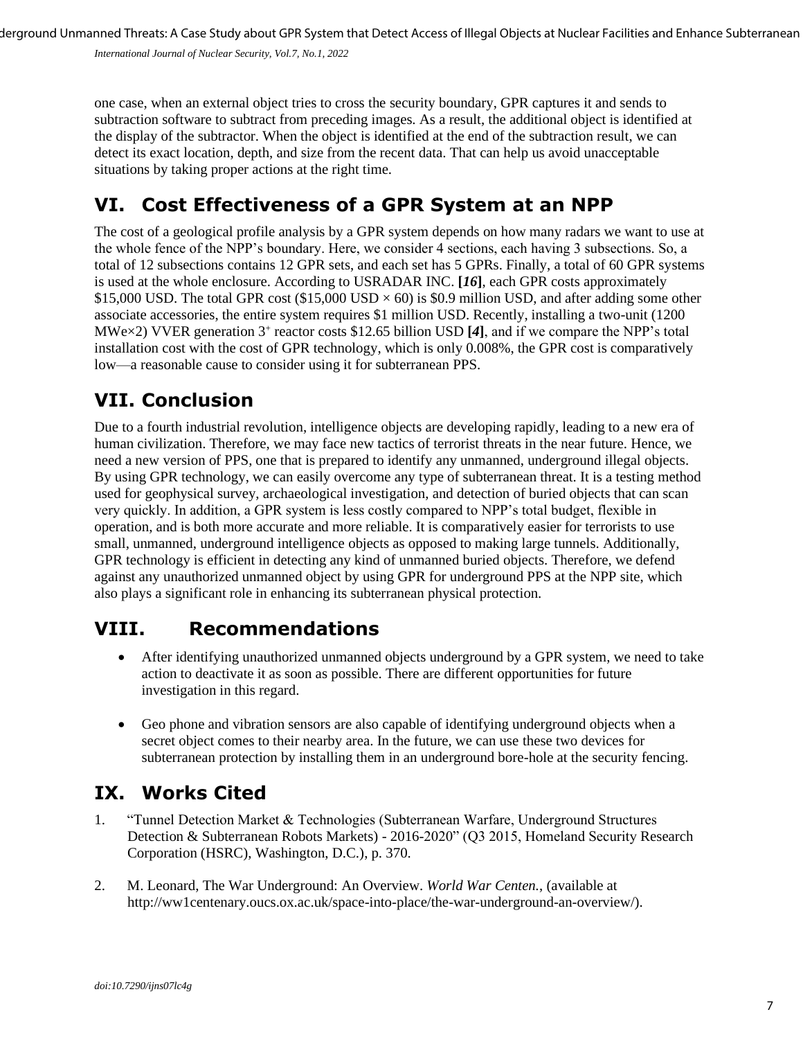one case, when an external object tries to cross the security boundary, GPR captures it and sends to subtraction software to subtract from preceding images. As a result, the additional object is identified at the display of the subtractor. When the object is identified at the end of the subtraction result, we can detect its exact location, depth, and size from the recent data. That can help us avoid unacceptable situations by taking proper actions at the right time.

## VI. Cost Effectiveness of a GPR System at an NPP

The cost of a geological profile analysis by a GPR system depends on how many radars we want to use at the whole fence of the NPP's boundary. Here, we consider 4 sections, each having 3 subsections. So, a total of 12 subsections contains 12 GPR sets, and each set has 5 GPRs. Finally, a total of 60 GPR systems is used at the whole enclosure. According to USRADAR INC. **[*16*]**, each GPR costs approximately \$15,000 USD. The total GPR cost (\$15,000 USD × 60) is \$0.9 million USD, and after adding some other associate accessories, the entire system requires \$1 million USD. Recently, installing a two-unit (1200 MWe×2) VVER generation $3^{+}$ reactor costs \$12.65 billion USD **[*4*]**, and if we compare the NPP's total installation cost with the cost of GPR technology, which is only 0.008%, the GPR cost is comparatively low—a reasonable cause to consider using it for subterranean PPS.

## VII. Conclusion

Due to a fourth industrial revolution, intelligence objects are developing rapidly, leading to a new era of human civilization. Therefore, we may face new tactics of terrorist threats in the near future. Hence, we need a new version of PPS, one that is prepared to identify any unmanned, underground illegal objects. By using GPR technology, we can easily overcome any type of subterranean threat. It is a testing method used for geophysical survey, archaeological investigation, and detection of buried objects that can scan very quickly. In addition, a GPR system is less costly compared to NPP's total budget, flexible in operation, and is both more accurate and more reliable. It is comparatively easier for terrorists to use small, unmanned, underground intelligence objects as opposed to making large tunnels. Additionally, GPR technology is efficient in detecting any kind of unmanned buried objects. Therefore, we defend against any unauthorized unmanned object by using GPR for underground PPS at the NPP site, which also plays a significant role in enhancing its subterranean physical protection.

## VIII. Recommendations

- After identifying unauthorized unmanned objects underground by a GPR system, we need to take action to deactivate it as soon as possible. There are different opportunities for future investigation in this regard.
- Geo phone and vibration sensors are also capable of identifying underground objects when a secret object comes to their nearby area. In the future, we can use these two devices for subterranean protection by installing them in an underground bore-hole at the security fencing.

## IX. Works Cited

1. "Tunnel Detection Market & Technologies (Subterranean Warfare, Underground Structures Detection & Subterranean Robots Markets) - 2016-2020" (Q3 2015, Homeland Security Research Corporation (HSRC), Washington, D.C.), p. 370.
2. M. Leonard, The War Underground: An Overview. *World War Centen.*, (available at http://ww1centenary.oucs.ox.ac.uk/space-into-place/the-war-underground-an-overview/).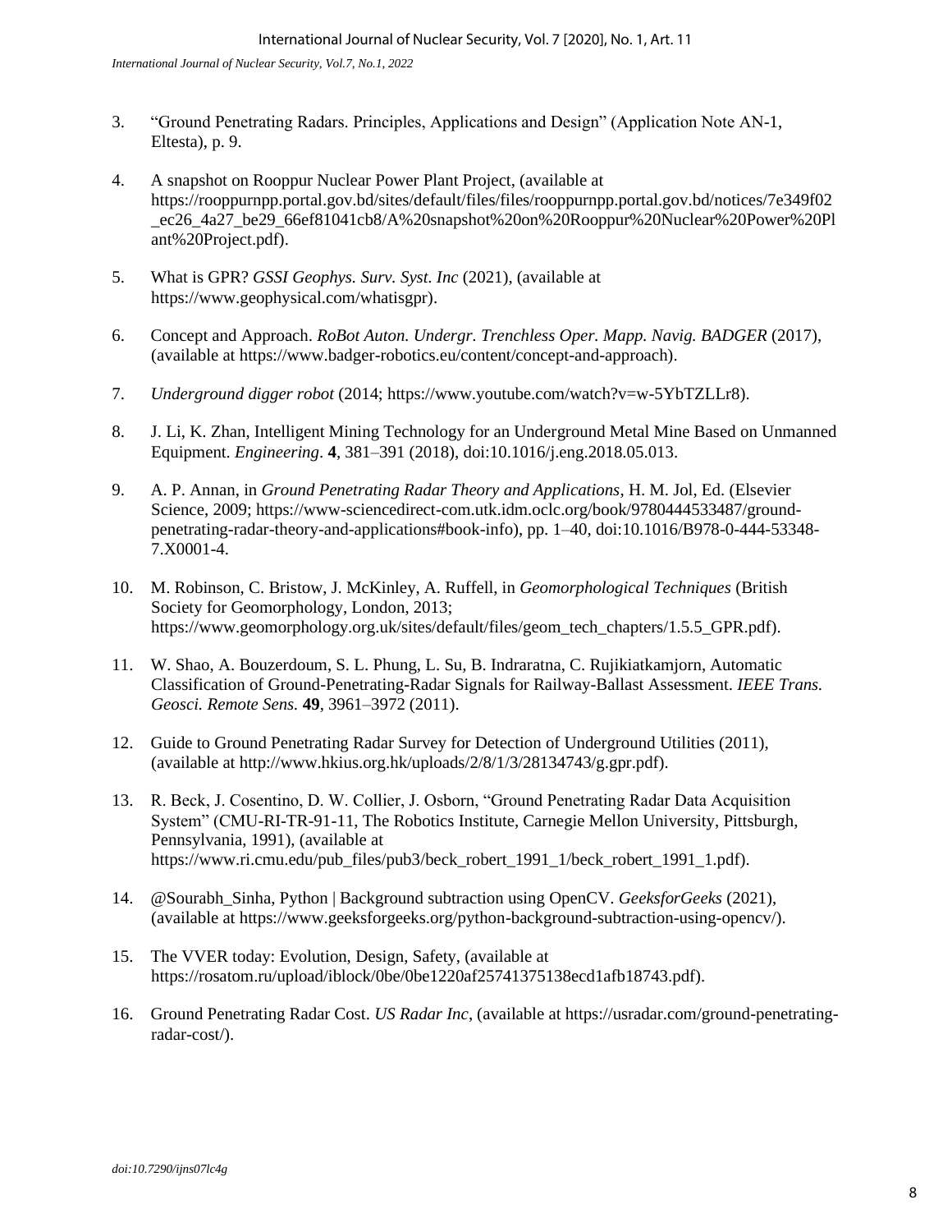3. “Ground Penetrating Radars. Principles, Applications and Design” (Application Note AN-1, Eltesta), p. 9.

4. A snapshot on Rooppur Nuclear Power Plant Project, (available at https://rooppurnpp.portal.gov.bd/sites/default/files/files/rooppurnpp.portal.gov.bd/notices/7e349f02_ec26_4a27_be29_66ef81041cb8/A%20snapshot%20on%20Rooppur%20Nuclear%20Power%20Plant%20Project.pdf).

5. What is GPR? *GSSI Geophys. Surv. Syst. Inc* (2021), (available at https://www.geophysical.com/whatisgpr).

6. Concept and Approach. *RoBot Auton. Undergr. Trenchless Oper. Mapp. Navig. BADGER* (2017), (available at https://www.badger-robotics.eu/content/concept-and-approach).

7. *Underground digger robot* (2014; https://www.youtube.com/watch?v=w-5YbTZLLr8).

8. J. Li, K. Zhan, Intelligent Mining Technology for an Underground Metal Mine Based on Unmanned Equipment. *Engineering*. **4**, 381–391 (2018), doi:10.1016/j.eng.2018.05.013.

9. A. P. Annan, in *Ground Penetrating Radar Theory and Applications*, H. M. Jol, Ed. (Elsevier Science, 2009; https://www-sciencedirect-com.utk.idm.oclc.org/book/9780444533487/ground-penetrating-radar-theory-and-applications#book-info), pp. 1–40, doi:10.1016/B978-0-444-53348-7.X0001-4.

10. M. Robinson, C. Bristow, J. McKinley, A. Ruffell, in *Geomorphological Techniques* (British Society for Geomorphology, London, 2013; https://www.geomorphology.org.uk/sites/default/files/geom_tech_chapters/1.5.5_GPR.pdf).

11. W. Shao, A. Bouzerdoum, S. L. Phung, L. Su, B. Indraratna, C. Rujikiatkamjorn, Automatic Classification of Ground-Penetrating-Radar Signals for Railway-Ballast Assessment. *IEEE Trans. Geosci. Remote Sens.* **49**, 3961–3972 (2011).

12. Guide to Ground Penetrating Radar Survey for Detection of Underground Utilities (2011), (available at http://www.hkius.org.hk/uploads/2/8/1/3/28134743/g.gpr.pdf).

13. R. Beck, J. Cosentino, D. W. Collier, J. Osborn, “Ground Penetrating Radar Data Acquisition System” (CMU-RI-TR-91-11, The Robotics Institute, Carnegie Mellon University, Pittsburgh, Pennsylvania, 1991), (available at https://www.ri.cmu.edu/pub_files/pub3/beck_robert_1991_1/beck_robert_1991_1.pdf).

14. @Sourabh_Sinha, Python | Background subtraction using OpenCV. *GeeksforGeeks* (2021), (available at https://www.geeksforgeeks.org/python-background-subtraction-using-opencv/).

15. The VVER today: Evolution, Design, Safety, (available at https://rosatom.ru/upload/iblock/0be/0be1220af25741375138ecd1afb18743.pdf).

16. Ground Penetrating Radar Cost. *US Radar Inc*, (available at https://usradar.com/ground-penetrating-radar-cost/).